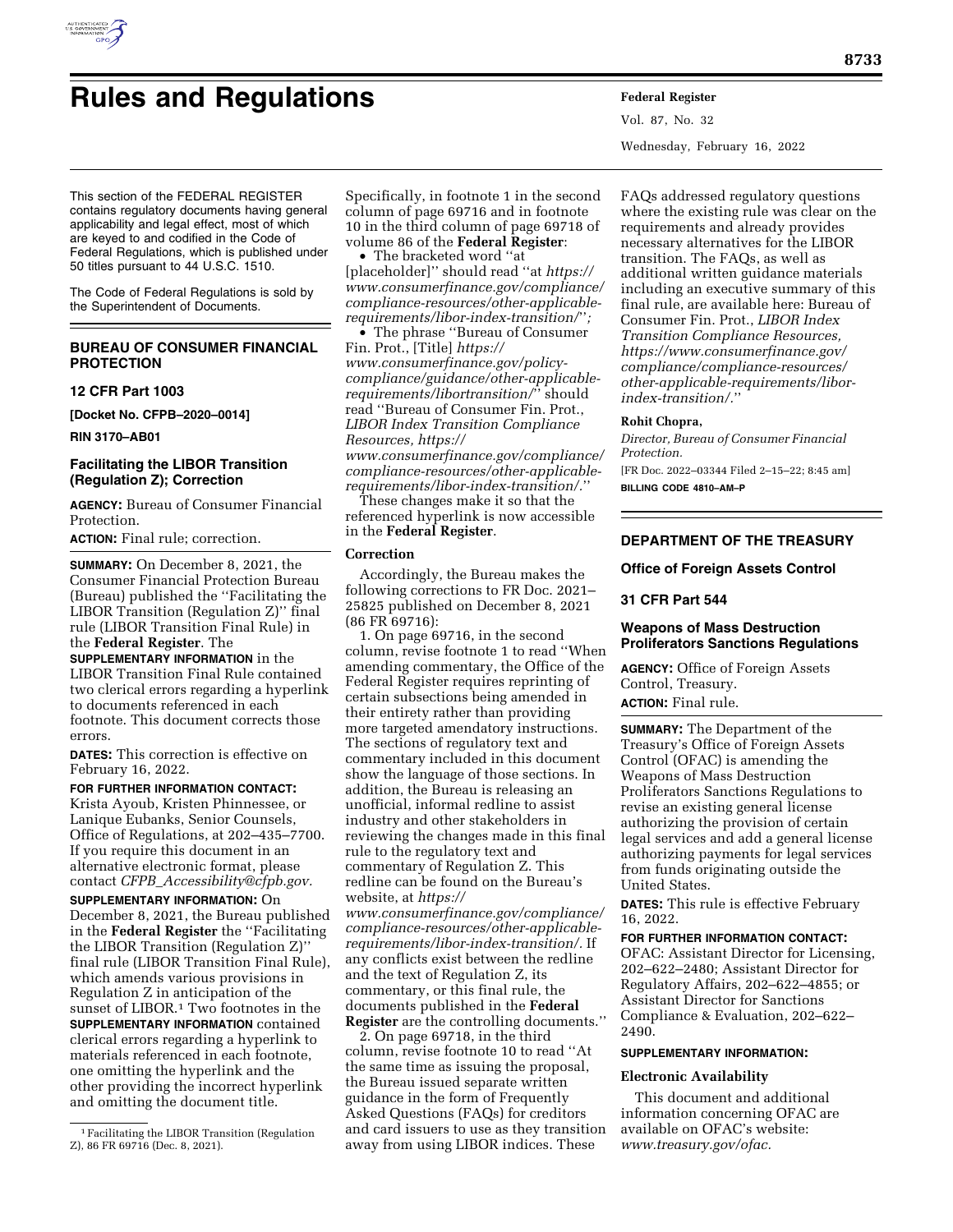# Rules and Regulations

This section of the FEDERAL REGISTER contains regulatory documents having general applicability and legal effect, most of which are keyed to and codified in the Code of Federal Regulations, which is published under 50 titles pursuant to 44 U.S.C. 1510.

The Code of Federal Regulations is sold by the Superintendent of Documents.

## BUREAU OF CONSUMER FINANCIAL PROTECTION

### 12 CFR Part 1003

**[Docket No. CFPB–2020–0014]**

**RIN 3170–AB01**

### Facilitating the LIBOR Transition (Regulation Z); Correction

**AGENCY:** Bureau of Consumer Financial Protection.

**ACTION:** Final rule; correction.

**SUMMARY:** On December 8, 2021, the Consumer Financial Protection Bureau (Bureau) published the ''Facilitating the LIBOR Transition (Regulation Z)'' final rule (LIBOR Transition Final Rule) in the **Federal Register**. The **SUPPLEMENTARY INFORMATION** in the LIBOR Transition Final Rule contained two clerical errors regarding a hyperlink to documents referenced in each footnote. This document corrects those errors.

**DATES:** This correction is effective on February 16, 2022.

**FOR FURTHER INFORMATION CONTACT:** Krista Ayoub, Kristen Phinnessee, or Lanique Eubanks, Senior Counsels, Office of Regulations, at 202–435–7700. If you require this document in an alternative electronic format, please contact *CFPB_Accessibility@cfpb.gov*.

**SUPPLEMENTARY INFORMATION:** On December 8, 2021, the Bureau published in the **Federal Register** the ''Facilitating the LIBOR Transition (Regulation Z)'' final rule (LIBOR Transition Final Rule), which amends various provisions in Regulation Z in anticipation of the sunset of LIBOR.[1] Two footnotes in the **SUPPLEMENTARY INFORMATION** contained clerical errors regarding a hyperlink to materials referenced in each footnote, one omitting the hyperlink and the other providing the incorrect hyperlink and omitting the document title.

Specifically, in footnote 1 in the second column of page 69716 and in footnote 10 in the third column of page 69718 of volume 86 of the **Federal Register**:

- The bracketed word ''at [placeholder]'' should read ''at *https://www.consumerfinance.gov/compliance/compliance-resources/other-applicable-requirements/libor-index-transition/*'';
- The phrase ''Bureau of Consumer Fin. Prot., [Title] *https://www.consumerfinance.gov/policy-compliance/guidance/other-applicable-requirements/libortransition/*'' should read ''Bureau of Consumer Fin. Prot., *LIBOR Index Transition Compliance Resources, https://www.consumerfinance.gov/compliance/compliance-resources/other-applicable-requirements/libor-index-transition/*.''

These changes make it so that the referenced hyperlink is now accessible in the **Federal Register**.

#### Correction

Accordingly, the Bureau makes the following corrections to FR Doc. 2021–25825 published on December 8, 2021 (86 FR 69716):

1. On page 69716, in the second column, revise footnote 1 to read ''When amending commentary, the Office of the Federal Register requires reprinting of certain subsections being amended in their entirety rather than providing more targeted amendatory instructions. The sections of regulatory text and commentary included in this document show the language of those sections. In addition, the Bureau is releasing an unofficial, informal redline to assist industry and other stakeholders in reviewing the changes made in this final rule to the regulatory text and commentary of Regulation Z. This redline can be found on the Bureau's website, at *https://www.consumerfinance.gov/compliance/compliance-resources/other-applicable-requirements/libor-index-transition/*. If any conflicts exist between the redline and the text of Regulation Z, its commentary, or this final rule, the documents published in the **Federal Register** are the controlling documents.''

2. On page 69718, in the third column, revise footnote 10 to read ''At the same time as issuing the proposal, the Bureau issued separate written guidance in the form of Frequently Asked Questions (FAQs) for creditors and card issuers to use as they transition away from using LIBOR indices. These FAQs addressed regulatory questions where the existing rule was clear on the requirements and already provides necessary alternatives for the LIBOR transition. The FAQs, as well as additional written guidance materials including an executive summary of this final rule, are available here: Bureau of Consumer Fin. Prot., *LIBOR Index Transition Compliance Resources, https://www.consumerfinance.gov/compliance/compliance-resources/other-applicable-requirements/libor-index-transition/*.''

**Rohit Chopra,**

*Director, Bureau of Consumer Financial Protection.*

[FR Doc. 2022–03344 Filed 2–15–22; 8:45 am]

**BILLING CODE 4810–AM–P**

[1] Facilitating the LIBOR Transition (Regulation Z), 86 FR 69716 (Dec. 8, 2021).

## DEPARTMENT OF THE TREASURY

### Office of Foreign Assets Control

### 31 CFR Part 544

### Weapons of Mass Destruction Proliferators Sanctions Regulations

**AGENCY:** Office of Foreign Assets Control, Treasury.

**ACTION:** Final rule.

**SUMMARY:** The Department of the Treasury's Office of Foreign Assets Control (OFAC) is amending the Weapons of Mass Destruction Proliferators Sanctions Regulations to revise an existing general license authorizing the provision of certain legal services and add a general license authorizing payments for legal services from funds originating outside the United States.

**DATES:** This rule is effective February 16, 2022.

**FOR FURTHER INFORMATION CONTACT:** OFAC: Assistant Director for Licensing, 202–622–2480; Assistant Director for Regulatory Affairs, 202–622–4855; or Assistant Director for Sanctions Compliance & Evaluation, 202–622–2490.

**SUPPLEMENTARY INFORMATION:**

#### Electronic Availability

This document and additional information concerning OFAC are available on OFAC's website: *www.treasury.gov/ofac*.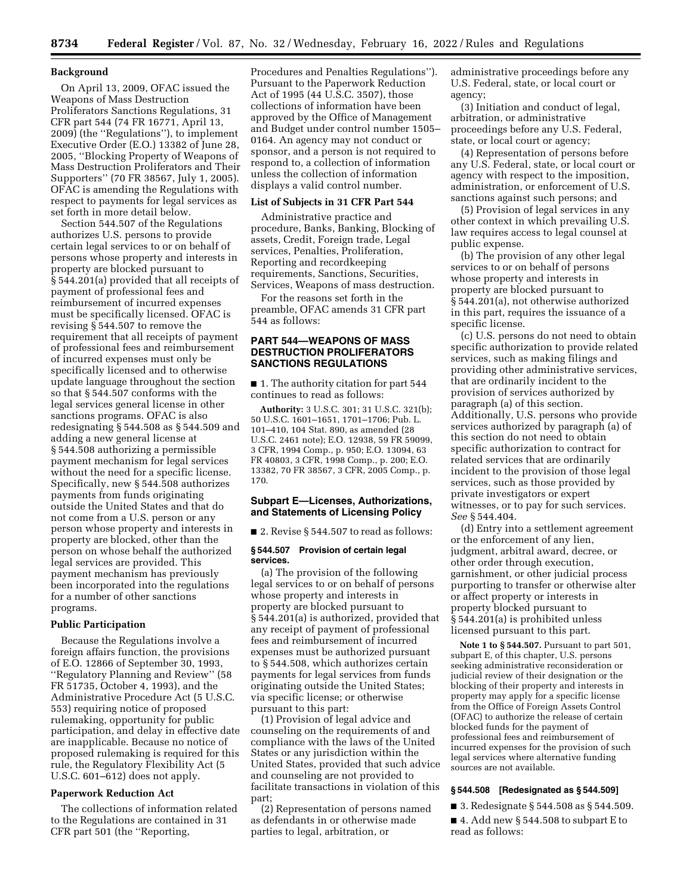## Background

On April 13, 2009, OFAC issued the Weapons of Mass Destruction Proliferators Sanctions Regulations, 31 CFR part 544 (74 FR 16771, April 13, 2009) (the ''Regulations''), to implement Executive Order (E.O.) 13382 of June 28, 2005, ''Blocking Property of Weapons of Mass Destruction Proliferators and Their Supporters'' (70 FR 38567, July 1, 2005). OFAC is amending the Regulations with respect to payments for legal services as set forth in more detail below.

Section 544.507 of the Regulations authorizes U.S. persons to provide certain legal services to or on behalf of persons whose property and interests in property are blocked pursuant to § 544.201(a) provided that all receipts of payment of professional fees and reimbursement of incurred expenses must be specifically licensed. OFAC is revising § 544.507 to remove the requirement that all receipts of payment of professional fees and reimbursement of incurred expenses must only be specifically licensed and to otherwise update language throughout the section so that § 544.507 conforms with the legal services general license in other sanctions programs. OFAC is also redesignating § 544.508 as § 544.509 and adding a new general license at § 544.508 authorizing a permissible payment mechanism for legal services without the need for a specific license. Specifically, new § 544.508 authorizes payments from funds originating outside the United States and that do not come from a U.S. person or any person whose property and interests in property are blocked, other than the person on whose behalf the authorized legal services are provided. This payment mechanism has previously been incorporated into the regulations for a number of other sanctions programs.

## Public Participation

Because the Regulations involve a foreign affairs function, the provisions of E.O. 12866 of September 30, 1993, ''Regulatory Planning and Review'' (58 FR 51735, October 4, 1993), and the Administrative Procedure Act (5 U.S.C. 553) requiring notice of proposed rulemaking, opportunity for public participation, and delay in effective date are inapplicable. Because no notice of proposed rulemaking is required for this rule, the Regulatory Flexibility Act (5 U.S.C. 601–612) does not apply.

## Paperwork Reduction Act

The collections of information related to the Regulations are contained in 31 CFR part 501 (the ''Reporting, Procedures and Penalties Regulations''). Pursuant to the Paperwork Reduction Act of 1995 (44 U.S.C. 3507), those collections of information have been approved by the Office of Management and Budget under control number 1505–0164. An agency may not conduct or sponsor, and a person is not required to respond to, a collection of information unless the collection of information displays a valid control number.

## List of Subjects in 31 CFR Part 544

Administrative practice and procedure, Banks, Banking, Blocking of assets, Credit, Foreign trade, Legal services, Penalties, Proliferation, Reporting and recordkeeping requirements, Sanctions, Securities, Services, Weapons of mass destruction.

For the reasons set forth in the preamble, OFAC amends 31 CFR part 544 as follows:

## PART 544—WEAPONS OF MASS DESTRUCTION PROLIFERATORS SANCTIONS REGULATIONS

■ 1. The authority citation for part 544 continues to read as follows:

**Authority:** 3 U.S.C. 301; 31 U.S.C. 321(b); 50 U.S.C. 1601–1651, 1701–1706; Pub. L. 101–410, 104 Stat. 890, as amended (28 U.S.C. 2461 note); E.O. 12938, 59 FR 59099, 3 CFR, 1994 Comp., p. 950; E.O. 13094, 63 FR 40803, 3 CFR, 1998 Comp., p. 200; E.O. 13382, 70 FR 38567, 3 CFR, 2005 Comp., p. 170.

### Subpart E—Licenses, Authorizations, and Statements of Licensing Policy

■ 2. Revise § 544.507 to read as follows:

#### § 544.507 Provision of certain legal services.

(a) The provision of the following legal services to or on behalf of persons whose property and interests in property are blocked pursuant to § 544.201(a) is authorized, provided that any receipt of payment of professional fees and reimbursement of incurred expenses must be authorized pursuant to § 544.508, which authorizes certain payments for legal services from funds originating outside the United States; via specific license; or otherwise pursuant to this part:

(1) Provision of legal advice and counseling on the requirements of and compliance with the laws of the United States or any jurisdiction within the United States, provided that such advice and counseling are not provided to facilitate transactions in violation of this part;

(2) Representation of persons named as defendants in or otherwise made parties to legal, arbitration, or administrative proceedings before any U.S. Federal, state, or local court or agency;

(3) Initiation and conduct of legal, arbitration, or administrative proceedings before any U.S. Federal, state, or local court or agency;

(4) Representation of persons before any U.S. Federal, state, or local court or agency with respect to the imposition, administration, or enforcement of U.S. sanctions against such persons; and

(5) Provision of legal services in any other context in which prevailing U.S. law requires access to legal counsel at public expense.

(b) The provision of any other legal services to or on behalf of persons whose property and interests in property are blocked pursuant to § 544.201(a), not otherwise authorized in this part, requires the issuance of a specific license.

(c) U.S. persons do not need to obtain specific authorization to provide related services, such as making filings and providing other administrative services, that are ordinarily incident to the provision of services authorized by paragraph (a) of this section. Additionally, U.S. persons who provide services authorized by paragraph (a) of this section do not need to obtain specific authorization to contract for related services that are ordinarily incident to the provision of those legal services, such as those provided by private investigators or expert witnesses, or to pay for such services. *See* § 544.404.

(d) Entry into a settlement agreement or the enforcement of any lien, judgment, arbitral award, decree, or other order through execution, garnishment, or other judicial process purporting to transfer or otherwise alter or affect property or interests in property blocked pursuant to § 544.201(a) is prohibited unless licensed pursuant to this part.

**Note 1 to § 544.507.** Pursuant to part 501, subpart E, of this chapter, U.S. persons seeking administrative reconsideration or judicial review of their designation or the blocking of their property and interests in property may apply for a specific license from the Office of Foreign Assets Control (OFAC) to authorize the release of certain blocked funds for the payment of professional fees and reimbursement of incurred expenses for the provision of such legal services where alternative funding sources are not available.

#### § 544.508 [Redesignated as § 544.509]

■ 3. Redesignate § 544.508 as § 544.509.

■ 4. Add new § 544.508 to subpart E to read as follows: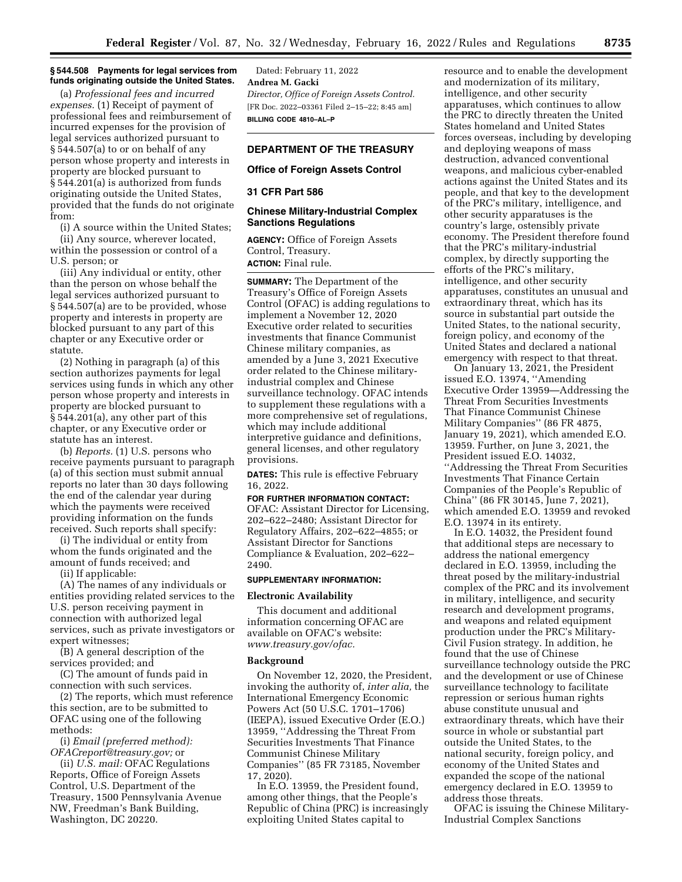### § 544.508 Payments for legal services from funds originating outside the United States.

(a) *Professional fees and incurred expenses.* (1) Receipt of payment of professional fees and reimbursement of incurred expenses for the provision of legal services authorized pursuant to § 544.507(a) to or on behalf of any person whose property and interests in property are blocked pursuant to § 544.201(a) is authorized from funds originating outside the United States, provided that the funds do not originate from:

(i) A source within the United States;

(ii) Any source, wherever located, within the possession or control of a U.S. person; or

(iii) Any individual or entity, other than the person on whose behalf the legal services authorized pursuant to § 544.507(a) are to be provided, whose property and interests in property are blocked pursuant to any part of this chapter or any Executive order or statute.

(2) Nothing in paragraph (a) of this section authorizes payments for legal services using funds in which any other person whose property and interests in property are blocked pursuant to § 544.201(a), any other part of this chapter, or any Executive order or statute has an interest.

(b) *Reports.* (1) U.S. persons who receive payments pursuant to paragraph (a) of this section must submit annual reports no later than 30 days following the end of the calendar year during which the payments were received providing information on the funds received. Such reports shall specify:

(i) The individual or entity from whom the funds originated and the amount of funds received; and

(ii) If applicable:

(A) The names of any individuals or entities providing related services to the U.S. person receiving payment in connection with authorized legal services, such as private investigators or expert witnesses;

(B) A general description of the services provided; and

(C) The amount of funds paid in connection with such services.

(2) The reports, which must reference this section, are to be submitted to OFAC using one of the following methods:

(i) *Email (preferred method): OFACreport@treasury.gov;* or

(ii) *U.S. mail:* OFAC Regulations Reports, Office of Foreign Assets Control, U.S. Department of the Treasury, 1500 Pennsylvania Avenue NW, Freedman's Bank Building, Washington, DC 20220.

Dated: February 11, 2022

**Andrea M. Gacki**

*Director, Office of Foreign Assets Control.*

[FR Doc. 2022–03361 Filed 2–15–22; 8:45 am]

**BILLING CODE 4810–AL–P**

---

## DEPARTMENT OF THE TREASURY

## Office of Foreign Assets Control

## 31 CFR Part 586

## Chinese Military-Industrial Complex Sanctions Regulations

**AGENCY:** Office of Foreign Assets Control, Treasury.

**ACTION:** Final rule.

**SUMMARY:** The Department of the Treasury's Office of Foreign Assets Control (OFAC) is adding regulations to implement a November 12, 2020 Executive order related to securities investments that finance Communist Chinese military companies, as amended by a June 3, 2021 Executive order related to the Chinese military-industrial complex and Chinese surveillance technology. OFAC intends to supplement these regulations with a more comprehensive set of regulations, which may include additional interpretive guidance and definitions, general licenses, and other regulatory provisions.

**DATES:** This rule is effective February 16, 2022.

**FOR FURTHER INFORMATION CONTACT:** OFAC: Assistant Director for Licensing, 202–622–2480; Assistant Director for Regulatory Affairs, 202–622–4855; or Assistant Director for Sanctions Compliance & Evaluation, 202–622–2490.

**SUPPLEMENTARY INFORMATION:**

### Electronic Availability

This document and additional information concerning OFAC are available on OFAC's website: *www.treasury.gov/ofac.*

### Background

On November 12, 2020, the President, invoking the authority of, *inter alia,* the International Emergency Economic Powers Act (50 U.S.C. 1701–1706) (IEEPA), issued Executive Order (E.O.) 13959, ''Addressing the Threat From Securities Investments That Finance Communist Chinese Military Companies'' (85 FR 73185, November 17, 2020).

In E.O. 13959, the President found, among other things, that the People's Republic of China (PRC) is increasingly exploiting United States capital to resource and to enable the development and modernization of its military, intelligence, and other security apparatuses, which continues to allow the PRC to directly threaten the United States homeland and United States forces overseas, including by developing and deploying weapons of mass destruction, advanced conventional weapons, and malicious cyber-enabled actions against the United States and its people, and that key to the development of the PRC's military, intelligence, and other security apparatuses is the country's large, ostensibly private economy. The President therefore found that the PRC's military-industrial complex, by directly supporting the efforts of the PRC's military, intelligence, and other security apparatuses, constitutes an unusual and extraordinary threat, which has its source in substantial part outside the United States, to the national security, foreign policy, and economy of the United States and declared a national emergency with respect to that threat.

On January 13, 2021, the President issued E.O. 13974, ''Amending Executive Order 13959—Addressing the Threat From Securities Investments That Finance Communist Chinese Military Companies'' (86 FR 4875, January 19, 2021), which amended E.O. 13959. Further, on June 3, 2021, the President issued E.O. 14032, ''Addressing the Threat From Securities Investments That Finance Certain Companies of the People's Republic of China'' (86 FR 30145, June 7, 2021), which amended E.O. 13959 and revoked E.O. 13974 in its entirety.

In E.O. 14032, the President found that additional steps are necessary to address the national emergency declared in E.O. 13959, including the threat posed by the military-industrial complex of the PRC and its involvement in military, intelligence, and security research and development programs, and weapons and related equipment production under the PRC's Military-Civil Fusion strategy. In addition, he found that the use of Chinese surveillance technology outside the PRC and the development or use of Chinese surveillance technology to facilitate repression or serious human rights abuse constitute unusual and extraordinary threats, which have their source in whole or substantial part outside the United States, to the national security, foreign policy, and economy of the United States and expanded the scope of the national emergency declared in E.O. 13959 to address those threats.

OFAC is issuing the Chinese Military-Industrial Complex Sanctions